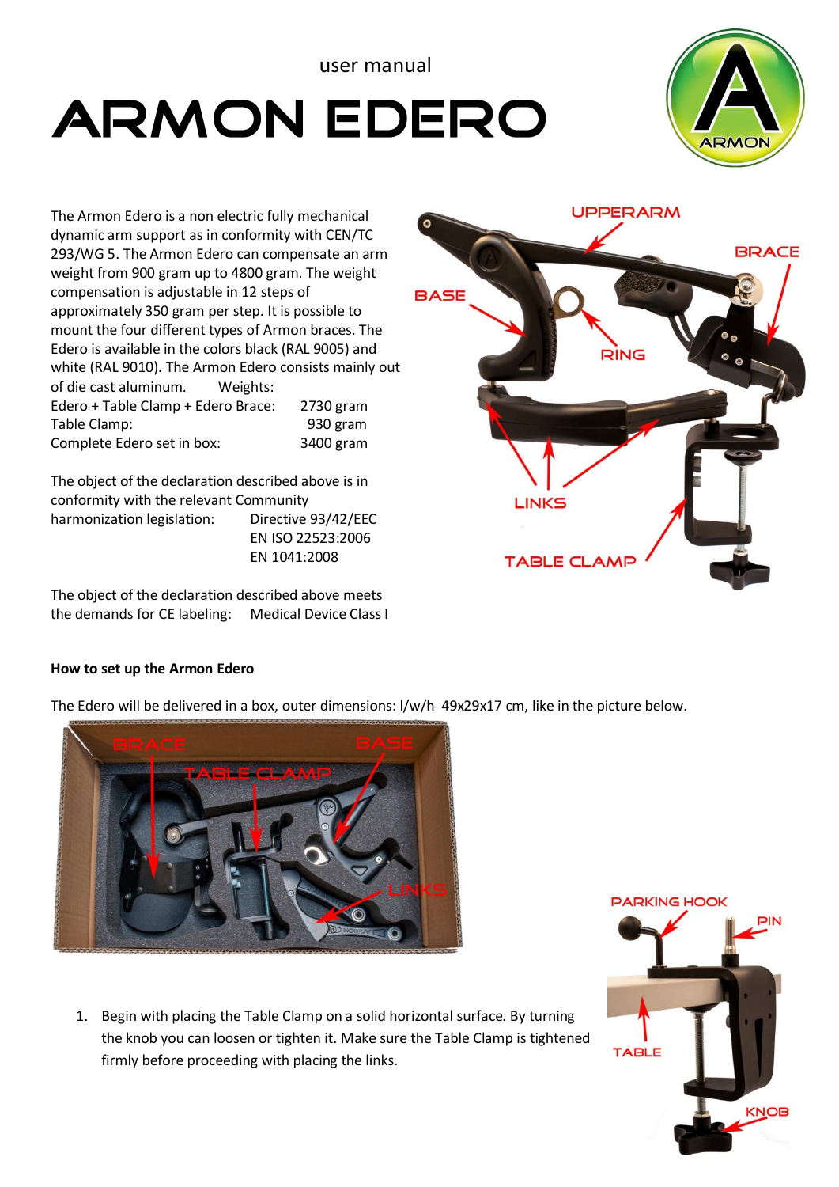user manual

# ARMON EDERO

The Armon Edero is a non electric fully mechanical dynamic arm support as in conformity with CEN/TC 293/WG 5. The Armon Edero can compensate an arm weight from 900 gram up to 4800 gram. The weight compensation is adjustable in 12 steps of approximately 350 gram per step. It is possible to mount the four different types of Armon braces. The Edero is available in the colors black (RAL 9005) and white (RAL 9010). The Armon Edero consists mainly out of die cast aluminum.

Weights:

| | |
|---|---|
| Edero + Table Clamp + Edero Brace: | 2730 gram |
| Table Clamp: | 930 gram |
| Complete Edero set in box: | 3400 gram |

The object of the declaration described above is in conformity with the relevant Community harmonization legislation: Directive 93/42/EEC, EN ISO 22523:2006, EN 1041:2008

The object of the declaration described above meets the demands for CE labeling: Medical Device Class I

**How to set up the Armon Edero**

The Edero will be delivered in a box, outer dimensions: l/w/h 49x29x17 cm, like in the picture below.

1. Begin with placing the Table Clamp on a solid horizontal surface. By turning the knob you can loosen or tighten it. Make sure the Table Clamp is tightened firmly before proceeding with placing the links.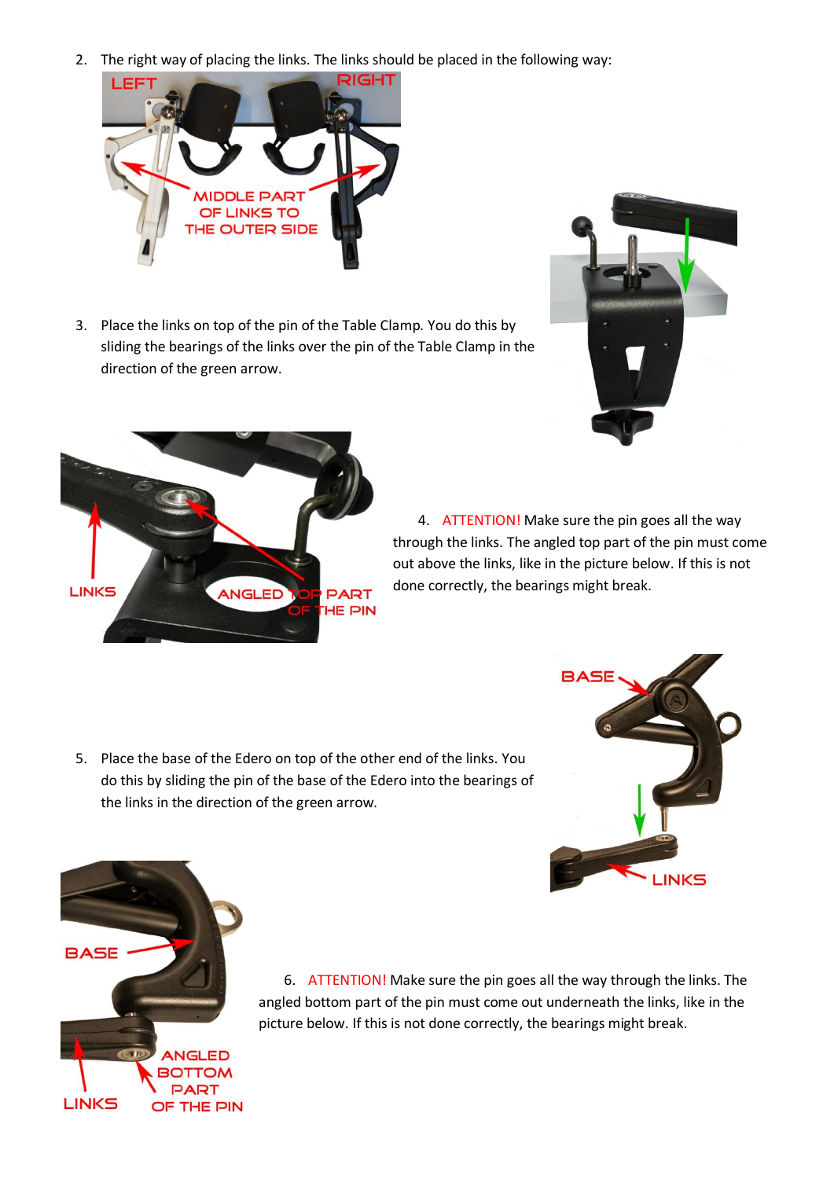2. The right way of placing the links. The links should be placed in the following way:

3. Place the links on top of the pin of the Table Clamp. You do this by sliding the bearings of the links over the pin of the Table Clamp in the direction of the green arrow.

4. ATTENTION! Make sure the pin goes all the way through the links. The angled top part of the pin must come out above the links, like in the picture below. If this is not done correctly, the bearings might break.

5. Place the base of the Edero on top of the other end of the links. You do this by sliding the pin of the base of the Edero into the bearings of the links in the direction of the green arrow.

6. ATTENTION! Make sure the pin goes all the way through the links. The angled bottom part of the pin must come out underneath the links, like in the picture below. If this is not done correctly, the bearings might break.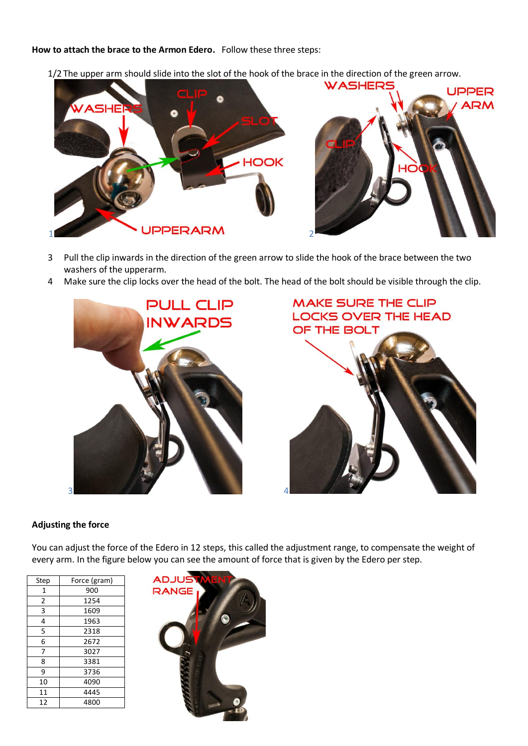**How to attach the brace to the Armon Edero.** Follow these three steps:

1/2 The upper arm should slide into the slot of the hook of the brace in the direction of the green arrow.

3 Pull the clip inwards in the direction of the green arrow to slide the hook of the brace between the two washers of the upperarm.

4 Make sure the clip locks over the head of the bolt. The head of the bolt should be visible through the clip.

**Adjusting the force**

You can adjust the force of the Edero in 12 steps, this called the adjustment range, to compensate the weight of every arm. In the figure below you can see the amount of force that is given by the Edero per step.

| Step | Force (gram) |
|---|---|
| 1 | 900 |
| 2 | 1254 |
| 3 | 1609 |
| 4 | 1963 |
| 5 | 2318 |
| 6 | 2672 |
| 7 | 3027 |
| 8 | 3381 |
| 9 | 3736 |
| 10 | 4090 |
| 11 | 4445 |
| 12 | 4800 |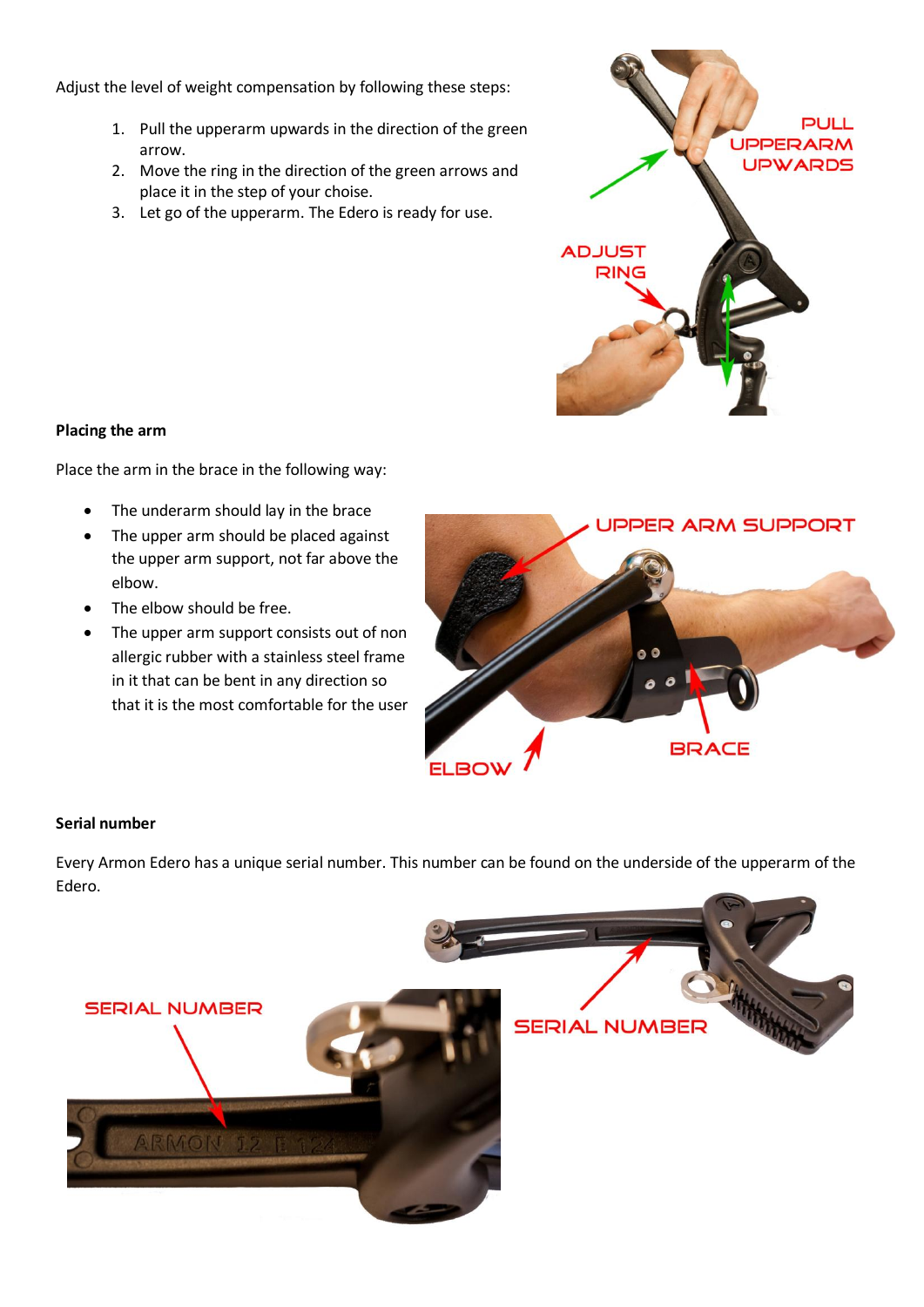Adjust the level of weight compensation by following these steps:

1. Pull the upperarm upwards in the direction of the green arrow.
2. Move the ring in the direction of the green arrows and place it in the step of your choise.
3. Let go of the upperarm. The Edero is ready for use.

**Placing the arm**

Place the arm in the brace in the following way:

- The underarm should lay in the brace
- The upper arm should be placed against the upper arm support, not far above the elbow.
- The elbow should be free.
- The upper arm support consists out of non allergic rubber with a stainless steel frame in it that can be bent in any direction so that it is the most comfortable for the user

**Serial number**

Every Armon Edero has a unique serial number. This number can be found on the underside of the upperarm of the Edero.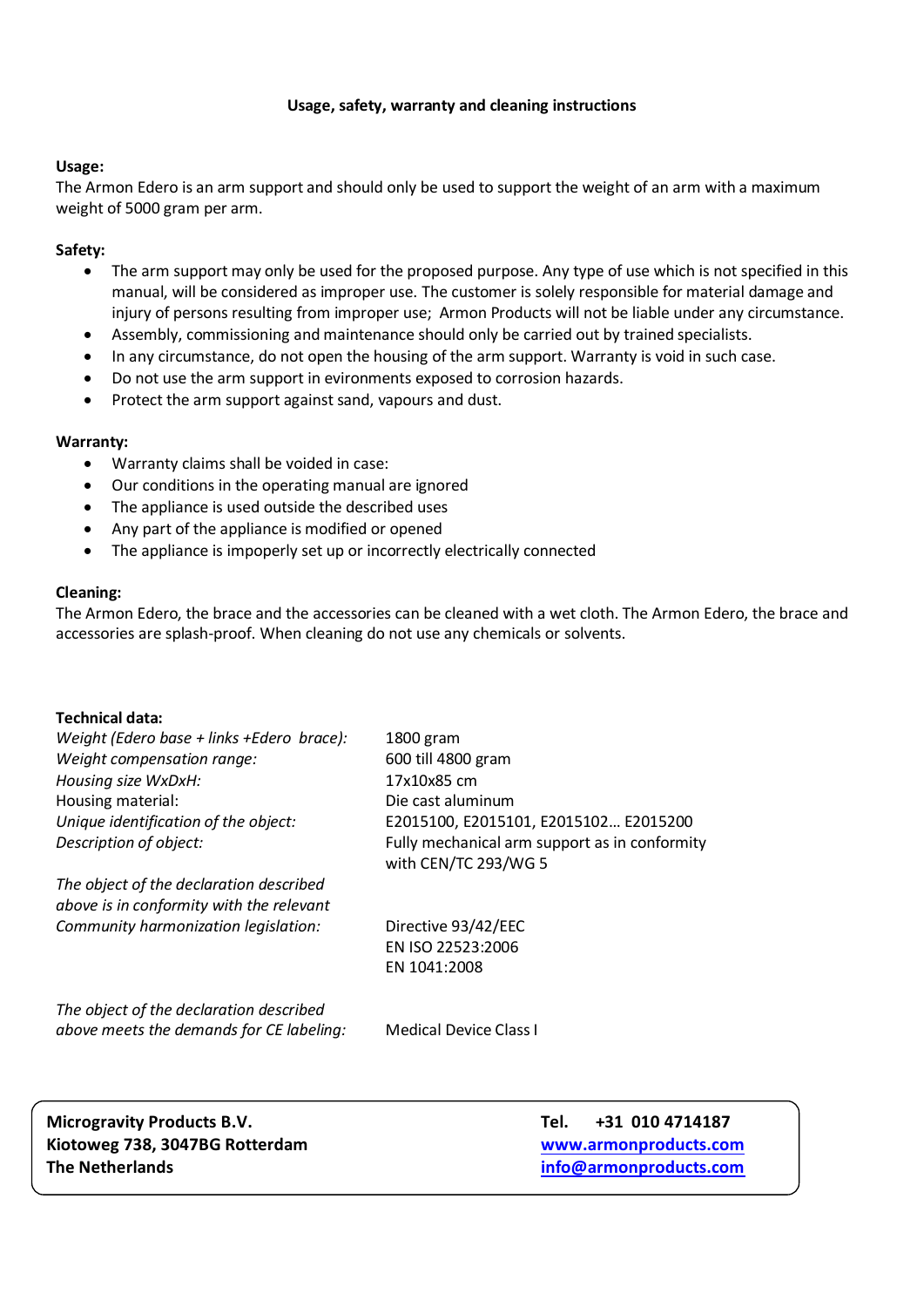**Usage, safety, warranty and cleaning instructions**

**Usage:**
The Armon Edero is an arm support and should only be used to support the weight of an arm with a maximum weight of 5000 gram per arm.

**Safety:**
- The arm support may only be used for the proposed purpose. Any type of use which is not specified in this manual, will be considered as improper use. The customer is solely responsible for material damage and injury of persons resulting from improper use; Armon Products will not be liable under any circumstance.
- Assembly, commissioning and maintenance should only be carried out by trained specialists.
- In any circumstance, do not open the housing of the arm support. Warranty is void in such case.
- Do not use the arm support in evironments exposed to corrosion hazards.
- Protect the arm support against sand, vapours and dust.

**Warranty:**
- Warranty claims shall be voided in case:
- Our conditions in the operating manual are ignored
- The appliance is used outside the described uses
- Any part of the appliance is modified or opened
- The appliance is impoperly set up or incorrectly electrically connected

**Cleaning:**
The Armon Edero, the brace and the accessories can be cleaned with a wet cloth. The Armon Edero, the brace and accessories are splash-proof. When cleaning do not use any chemicals or solvents.

**Technical data:**

| | |
|---|---|
| *Weight (Edero base + links +Edero brace):* | 1800 gram |
| *Weight compensation range:* | 600 till 4800 gram |
| *Housing size WxDxH:* | 17x10x85 cm |
| Housing material: | Die cast aluminum |
| *Unique identification of the object:* | E2015100, E2015101, E2015102… E2015200 |
| *Description of object:* | Fully mechanical arm support as in conformity with CEN/TC 293/WG 5 |
| *The object of the declaration described above is in conformity with the relevant Community harmonization legislation:* | Directive 93/42/EEC<br>EN ISO 22523:2006<br>EN 1041:2008 |
| *The object of the declaration described above meets the demands for CE labeling:* | Medical Device Class I |

**Microgravity Products B.V.**
**Kiotoweg 738, 3047BG Rotterdam**
**The Netherlands**

**Tel. +31 010 4714187**
**[www.armonproducts.com](http://www.armonproducts.com)**
**[info@armonproducts.com](mailto:info@armonproducts.com)**